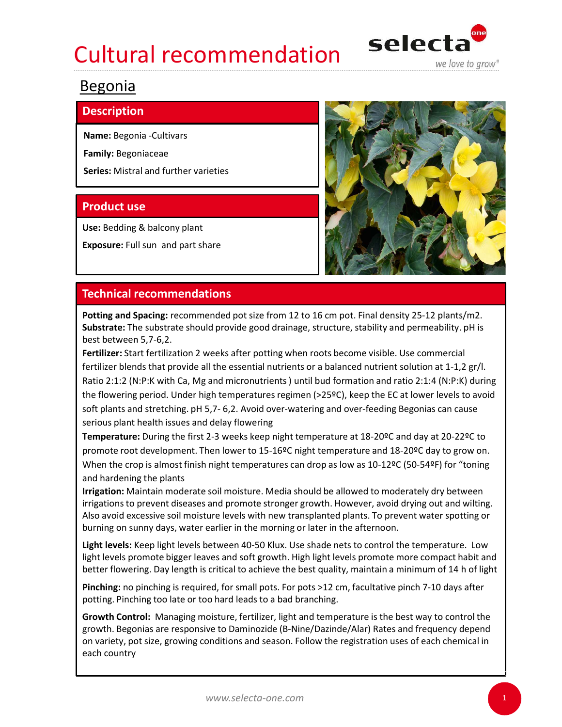# Cultural recommendation

## Begonia

### Description

**Name:** Begonia -Cultivars

**Family:** Begoniaceae

**Series:** Mistral and further varieties

### Product use

**Use:** Bedding & balcony plant

**Exposure:** Full sun and part share

### Technical recommendations

**Potting and Spacing:** recommended pot size from 12 to 16 cm pot. Final density 25-12 plants/m2.
**Substrate:** The substrate should provide good drainage, structure, stability and permeability. pH is best between 5,7-6,2.
**Fertilizer:** Start fertilization 2 weeks after potting when roots become visible. Use commercial fertilizer blends that provide all the essential nutrients or a balanced nutrient solution at 1-1,2 gr/l. Ratio 2:1:2 (N:P:K with Ca, Mg and micronutrients ) until bud formation and ratio 2:1:4 (N:P:K) during the flowering period. Under high temperatures regimen (>25ºC), keep the EC at lower levels to avoid soft plants and stretching. pH 5,7- 6,2. Avoid over-watering and over-feeding Begonias can cause serious plant health issues and delay flowering
**Temperature:** During the first 2-3 weeks keep night temperature at 18-20ºC and day at 20-22ºC to promote root development. Then lower to 15-16ºC night temperature and 18-20ºC day to grow on. When the crop is almost finish night temperatures can drop as low as 10-12ºC (50-54ºF) for "toning and hardening the plants
**Irrigation:** Maintain moderate soil moisture. Media should be allowed to moderately dry between irrigations to prevent diseases and promote stronger growth. However, avoid drying out and wilting. Also avoid excessive soil moisture levels with new transplanted plants. To prevent water spotting or burning on sunny days, water earlier in the morning or later in the afternoon.

**Light levels:** Keep light levels between 40-50 Klux. Use shade nets to control the temperature. Low light levels promote bigger leaves and soft growth. High light levels promote more compact habit and better flowering. Day length is critical to achieve the best quality, maintain a minimum of 14 h of light

**Pinching:** no pinching is required, for small pots. For pots >12 cm, facultative pinch 7-10 days after potting. Pinching too late or too hard leads to a bad branching.

**Growth Control:** Managing moisture, fertilizer, light and temperature is the best way to control the growth. Begonias are responsive to Daminozide (B-Nine/Dazinde/Alar) Rates and frequency depend on variety, pot size, growing conditions and season. Follow the registration uses of each chemical in each country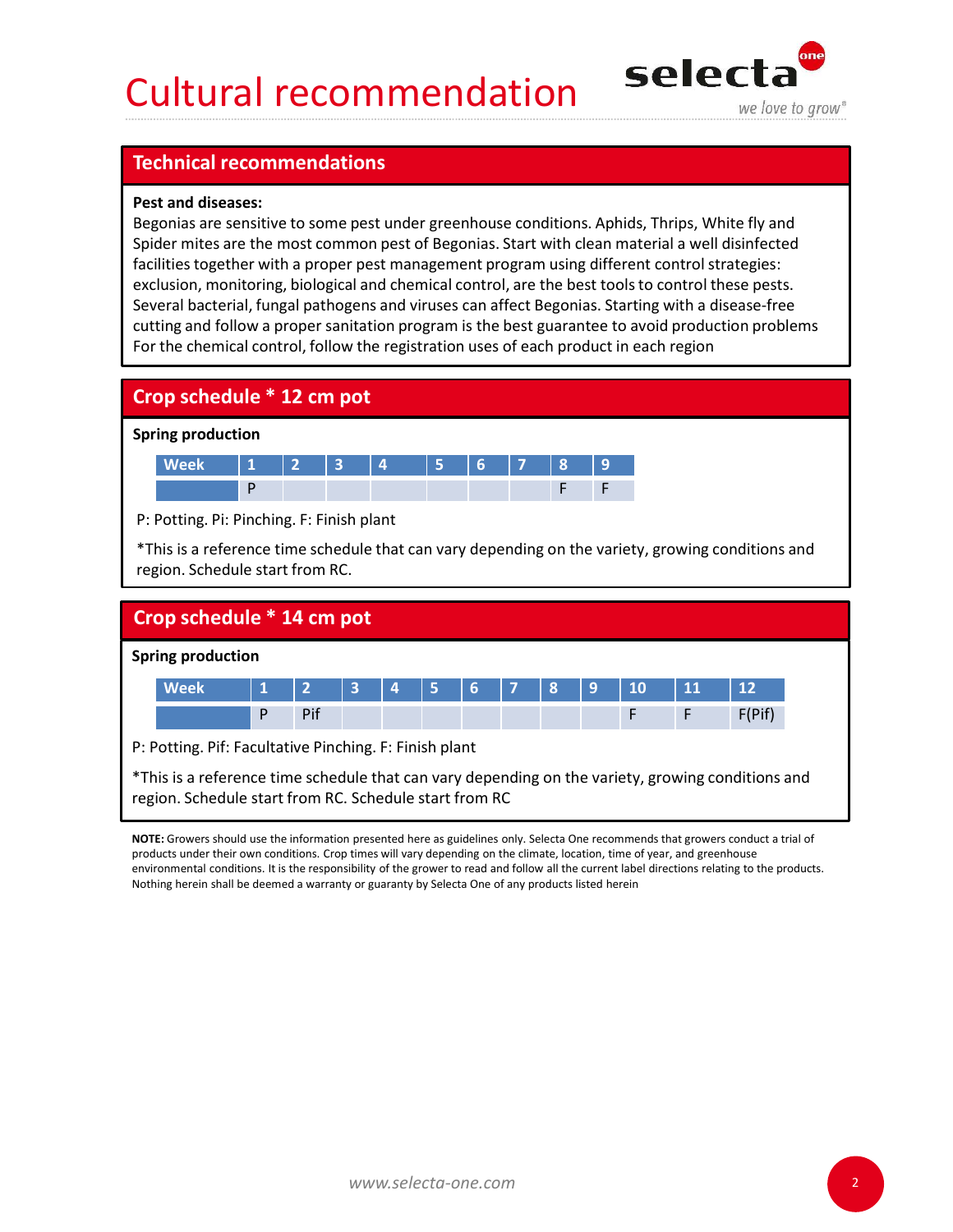# Cultural recommendation

## Technical recommendations

**Pest and diseases:**
Begonias are sensitive to some pest under greenhouse conditions. Aphids, Thrips, White fly and Spider mites are the most common pest of Begonias. Start with clean material a well disinfected facilities together with a proper pest management program using different control strategies: exclusion, monitoring, biological and chemical control, are the best tools to control these pests. Several bacterial, fungal pathogens and viruses can affect Begonias. Starting with a disease-free cutting and follow a proper sanitation program is the best guarantee to avoid production problems For the chemical control, follow the registration uses of each product in each region

## Crop schedule * 12 cm pot

**Spring production**

| Week | 1 | 2 | 3 | 4 | 5 | 6 | 7 | 8 | 9 |
|---|---|---|---|---|---|---|---|---|---|
| | P | | | | | | | F | F |

P: Potting. Pi: Pinching. F: Finish plant

*This is a reference time schedule that can vary depending on the variety, growing conditions and region. Schedule start from RC.

## Crop schedule * 14 cm pot

**Spring production**

| Week | 1 | 2 | 3 | 4 | 5 | 6 | 7 | 8 | 9 | 10 | 11 | 12 |
|---|---|---|---|---|---|---|---|---|---|---|---|---|
| | P | Pif | | | | | | | | F | F | F(Pif) |

P: Potting. Pif: Facultative Pinching. F: Finish plant

*This is a reference time schedule that can vary depending on the variety, growing conditions and region. Schedule start from RC. Schedule start from RC

**NOTE:** Growers should use the information presented here as guidelines only. Selecta One recommends that growers conduct a trial of products under their own conditions. Crop times will vary depending on the climate, location, time of year, and greenhouse environmental conditions. It is the responsibility of the grower to read and follow all the current label directions relating to the products. Nothing herein shall be deemed a warranty or guaranty by Selecta One of any products listed herein